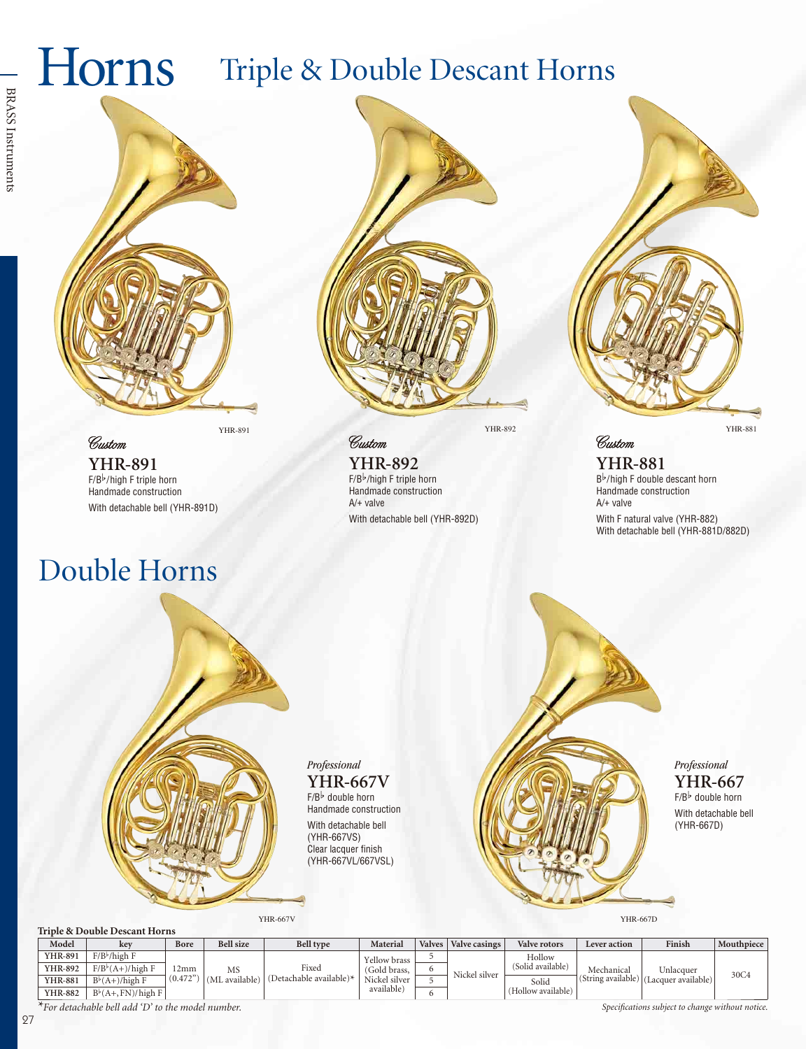# Horns

## Triple & Double Descant Horns

YHR-891

*Custom*

**YHR-891**

F/B♭/high F triple horn
Handmade construction

With detachable bell (YHR-891D)

YHR-892

*Custom*

**YHR-892**

F/B♭/high F triple horn
Handmade construction
A/+ valve

With detachable bell (YHR-892D)

YHR-881

*Custom*

**YHR-881**

B♭/high F double descant horn
Handmade construction
A/+ valve

With F natural valve (YHR-882)
With detachable bell (YHR-881D/882D)

## Double Horns

YHR-667V

*Professional*

**YHR-667V**

F/B♭ double horn
Handmade construction

With detachable bell (YHR-667VS)
Clear lacquer finish (YHR-667VL/667VSL)

YHR-667D

*Professional*

**YHR-667**

F/B♭ double horn

With detachable bell (YHR-667D)

**Triple & Double Descant Horns**

| Model | key | Bore | Bell size | Bell type | Material | Valves | Valve casings | Valve rotors | Lever action | Finish | Mouthpiece |
|---|---|---|---|---|---|---|---|---|---|---|---|
| YHR-891 | F/B♭/high F | 12mm (0.472") | MS (ML available) | Fixed (Detachable available)* | Yellow brass (Gold brass, Nickel silver available) | 5 | Nickel silver | Hollow (Solid available) | Mechanical (String available) | Unlacquer (Lacquer available) | 30C4 |
| YHR-892 | F/B♭(A+)/high F | | | | | 6 | | | | | |
| YHR-881 | B♭(A+)/high F | | | | | 5 | | Solid (Hollow available) | | | |
| YHR-882 | B♭(A+, FN)/high F | | | | | 6 | | | | | |

*For detachable bell add 'D' to the model number.*

*Specifications subject to change without notice.*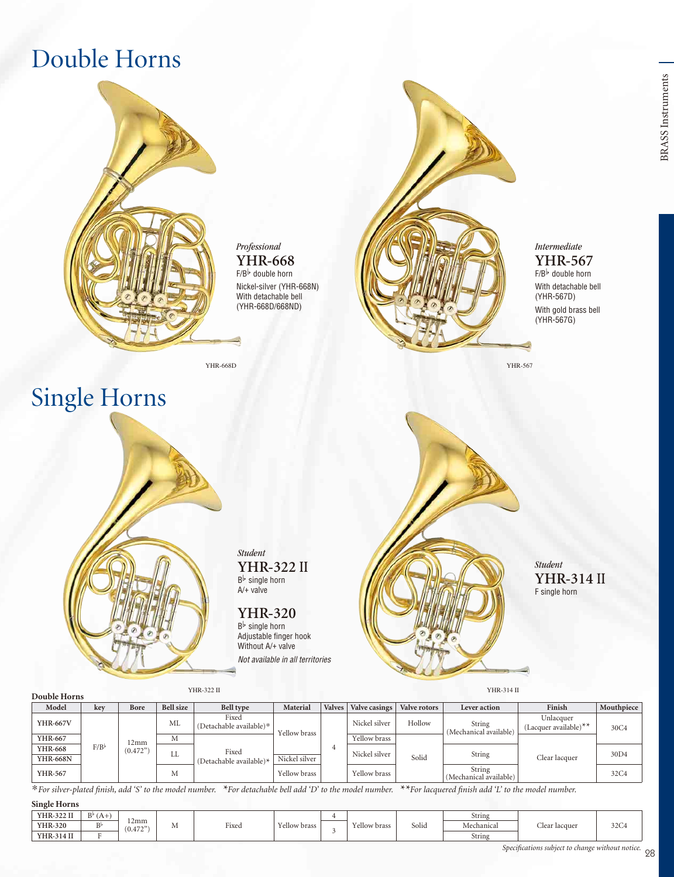# Double Horns

*Professional*
**YHR-668**
F/B♭ double horn
Nickel-silver (YHR-668N)
With detachable bell (YHR-668D/668ND)

YHR-668D

*Intermediate*
**YHR-567**
F/B♭ double horn
With detachable bell (YHR-567D)
With gold brass bell (YHR-567G)

YHR-567

# Single Horns

*Student*
**YHR-322 II**
B♭ single horn
A/+ valve

**YHR-320**
B♭ single horn
Adjustable finger hook
Without A/+ valve
*Not available in all territories*

YHR-322 II

*Student*
**YHR-314 II**
F single horn

YHR-314 II

**Double Horns**

| Model | key | Bore | Bell size | Bell type | Material | Valves | Valve casings | Valve rotors | Lever action | Finish | Mouthpiece |
|---|---|---|---|---|---|---|---|---|---|---|---|
| YHR-667V | F/B♭ | 12mm (0.472") | ML | Fixed (Detachable available)* | Yellow brass | 4 | Nickel silver | Hollow | String (Mechanical available) | Unlacquer (Lacquer available)** | 30C4 |
| YHR-667 | | | M | | | | Yellow brass | Solid | | Clear lacquer | |
| YHR-668 | | | LL | Fixed (Detachable available)* | | | Nickel silver | | String | | 30D4 |
| YHR-668N | | | | | Nickel silver | | | | | | |
| YHR-567 | | | M | | Yellow brass | | Yellow brass | | String (Mechanical available) | | 32C4 |

*For silver-plated finish, add 'S' to the model number. *For detachable bell add 'D' to the model number. **For lacquered finish add 'L' to the model number.*

**Single Horns**

| | | | | | | | | | | | |
|---|---|---|---|---|---|---|---|---|---|---|---|
| YHR-322 II | B♭ (A+) | 12mm (0.472") | M | Fixed | Yellow brass | 4 | Yellow brass | Solid | String | Clear lacquer | 32C4 |
| YHR-320 | B♭ | | | | | 3 | | | Mechanical | | |
| YHR-314 II | F | | | | | | | | String | | |

*Specifications subject to change without notice.*